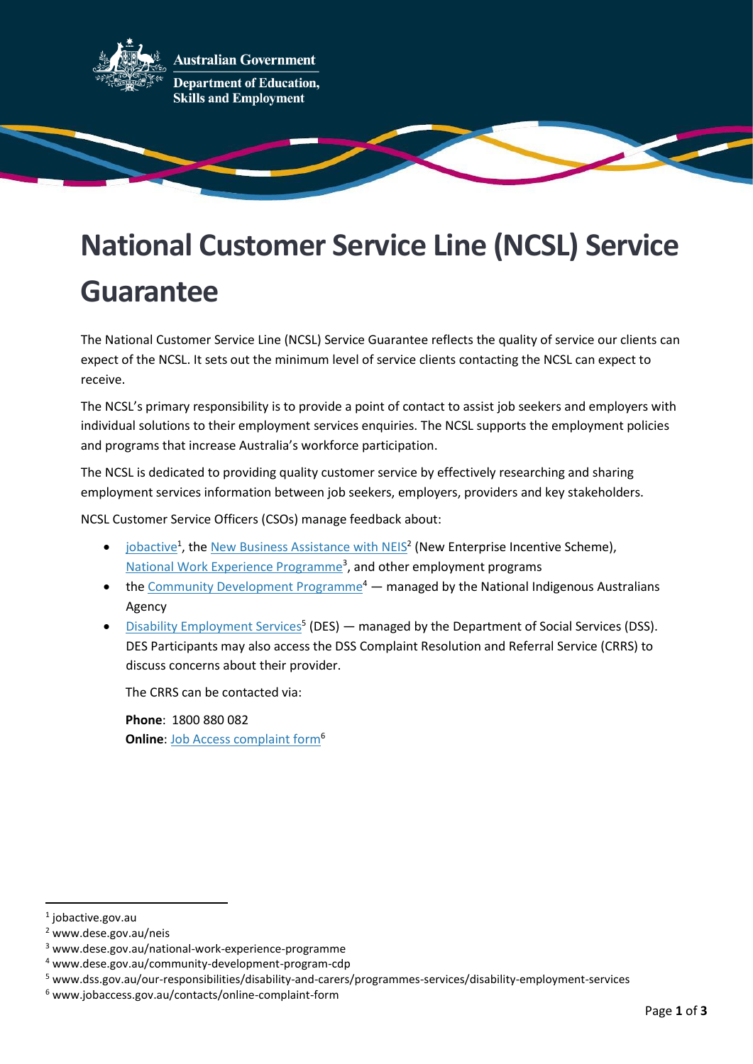Australian Government
Department of Education, Skills and Employment

# National Customer Service Line (NCSL) Service Guarantee

The National Customer Service Line (NCSL) Service Guarantee reflects the quality of service our clients can expect of the NCSL. It sets out the minimum level of service clients contacting the NCSL can expect to receive.

The NCSL's primary responsibility is to provide a point of contact to assist job seekers and employers with individual solutions to their employment services enquiries. The NCSL supports the employment policies and programs that increase Australia's workforce participation.

The NCSL is dedicated to providing quality customer service by effectively researching and sharing employment services information between job seekers, employers, providers and key stakeholders.

NCSL Customer Service Officers (CSOs) manage feedback about:

- jobactive[1], the New Business Assistance with NEIS[2] (New Enterprise Incentive Scheme), National Work Experience Programme[3], and other employment programs
- the Community Development Programme[4] — managed by the National Indigenous Australians Agency
- Disability Employment Services[5] (DES) — managed by the Department of Social Services (DSS). DES Participants may also access the DSS Complaint Resolution and Referral Service (CRRS) to discuss concerns about their provider.

  The CRRS can be contacted via:

  **Phone**: 1800 880 082
  **Online**: Job Access complaint form[6]

---

[1] jobactive.gov.au
[2] www.dese.gov.au/neis
[3] www.dese.gov.au/national-work-experience-programme
[4] www.dese.gov.au/community-development-program-cdp
[5] www.dss.gov.au/our-responsibilities/disability-and-carers/programmes-services/disability-employment-services
[6] www.jobaccess.gov.au/contacts/online-complaint-form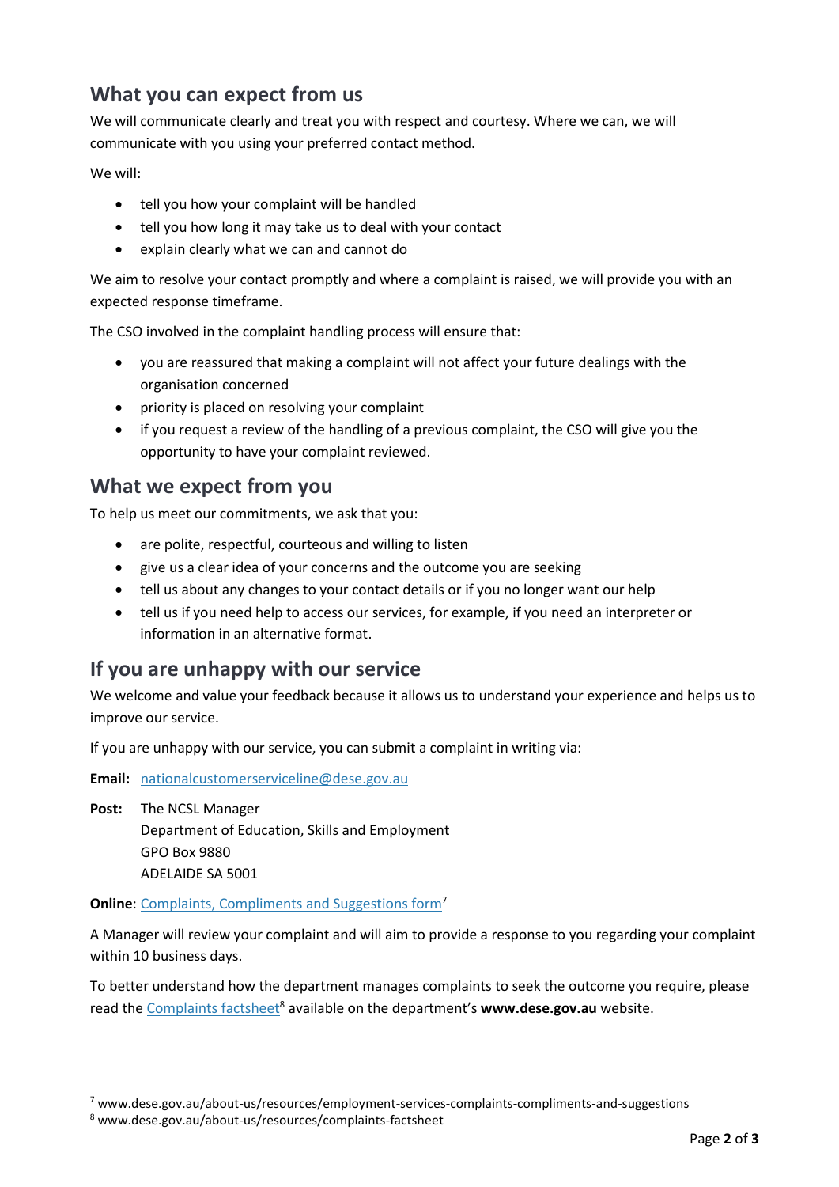## What you can expect from us

We will communicate clearly and treat you with respect and courtesy. Where we can, we will communicate with you using your preferred contact method.

We will:

- tell you how your complaint will be handled
- tell you how long it may take us to deal with your contact
- explain clearly what we can and cannot do

We aim to resolve your contact promptly and where a complaint is raised, we will provide you with an expected response timeframe.

The CSO involved in the complaint handling process will ensure that:

- you are reassured that making a complaint will not affect your future dealings with the organisation concerned
- priority is placed on resolving your complaint
- if you request a review of the handling of a previous complaint, the CSO will give you the opportunity to have your complaint reviewed.

## What we expect from you

To help us meet our commitments, we ask that you:

- are polite, respectful, courteous and willing to listen
- give us a clear idea of your concerns and the outcome you are seeking
- tell us about any changes to your contact details or if you no longer want our help
- tell us if you need help to access our services, for example, if you need an interpreter or information in an alternative format.

## If you are unhappy with our service

We welcome and value your feedback because it allows us to understand your experience and helps us to improve our service.

If you are unhappy with our service, you can submit a complaint in writing via:

**Email:** nationalcustomerserviceline@dese.gov.au

**Post:** The NCSL Manager
Department of Education, Skills and Employment
GPO Box 9880
ADELAIDE SA 5001

**Online**: Complaints, Compliments and Suggestions form[7]

A Manager will review your complaint and will aim to provide a response to you regarding your complaint within 10 business days.

To better understand how the department manages complaints to seek the outcome you require, please read the Complaints factsheet[8] available on the department's **www.dese.gov.au** website.

[7] www.dese.gov.au/about-us/resources/employment-services-complaints-compliments-and-suggestions

[8] www.dese.gov.au/about-us/resources/complaints-factsheet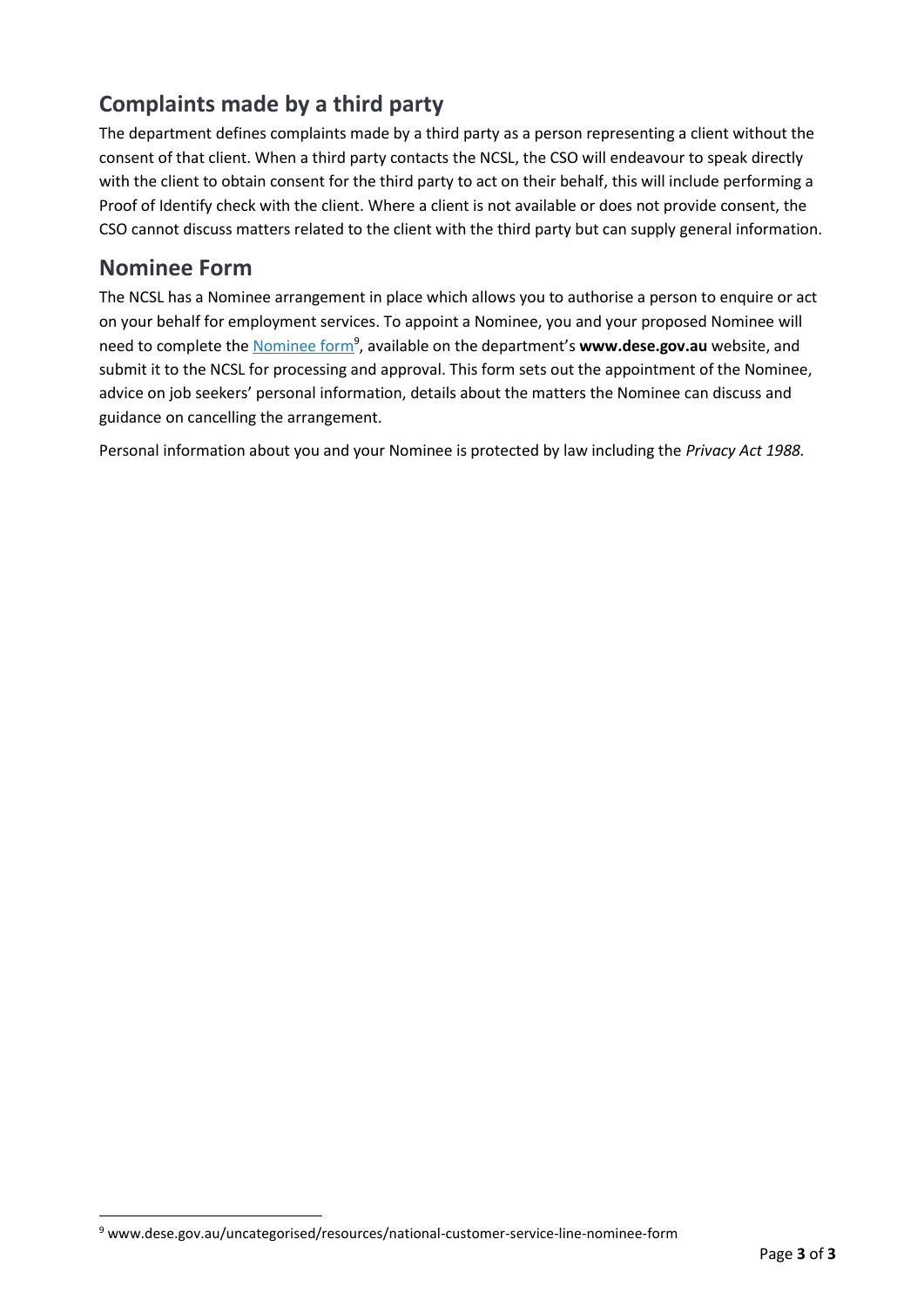## Complaints made by a third party

The department defines complaints made by a third party as a person representing a client without the consent of that client. When a third party contacts the NCSL, the CSO will endeavour to speak directly with the client to obtain consent for the third party to act on their behalf, this will include performing a Proof of Identify check with the client. Where a client is not available or does not provide consent, the CSO cannot discuss matters related to the client with the third party but can supply general information.

## Nominee Form

The NCSL has a Nominee arrangement in place which allows you to authorise a person to enquire or act on your behalf for employment services. To appoint a Nominee, you and your proposed Nominee will need to complete the Nominee form[9], available on the department's **www.dese.gov.au** website, and submit it to the NCSL for processing and approval. This form sets out the appointment of the Nominee, advice on job seekers' personal information, details about the matters the Nominee can discuss and guidance on cancelling the arrangement.

Personal information about you and your Nominee is protected by law including the *Privacy Act 1988.*

[9] www.dese.gov.au/uncategorised/resources/national-customer-service-line-nominee-form